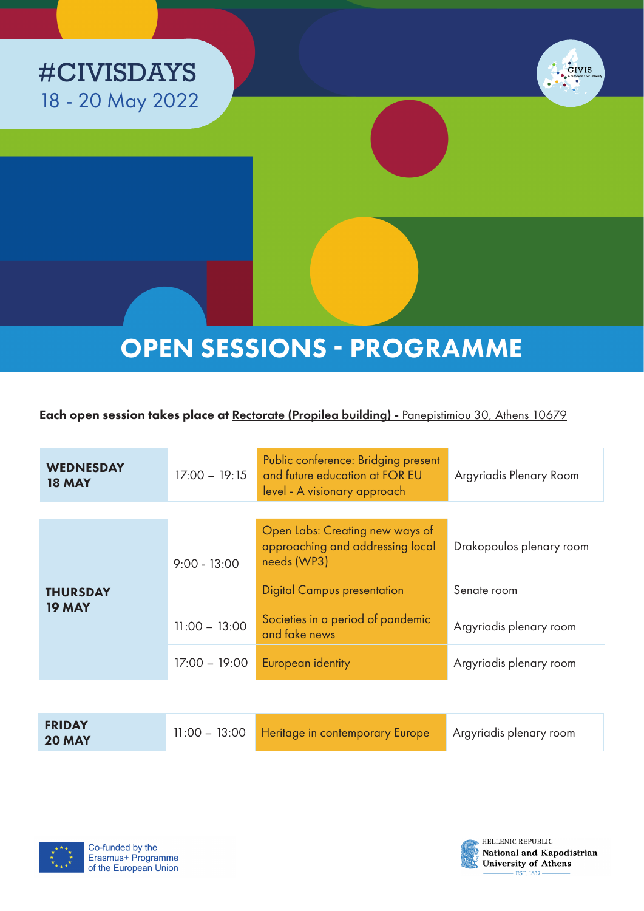# #CIVISDAYS

18 - 20 May 2022

## OPEN SESSIONS - PROGRAMME

**Each open session takes place at Rectorate (Propilea building) -** Panepistimiou 30, Athens 10679

| Day | Time | Session | Room |
|---|---|---|---|
| **WEDNESDAY 18 MAY** | 17:00 – 19:15 | Public conference: Bridging present and future education at FOR EU level - A visionary approach | Argyriadis Plenary Room |
| **THURSDAY 19 MAY** | 9:00 - 13:00 | Open Labs: Creating new ways of approaching and addressing local needs (WP3) | Drakopoulos plenary room |
| | 9:00 - 13:00 | Digital Campus presentation | Senate room |
| | 11:00 – 13:00 | Societies in a period of pandemic and fake news | Argyriadis plenary room |
| | 17:00 – 19:00 | European identity | Argyriadis plenary room |
| **FRIDAY 20 MAY** | 11:00 – 13:00 | Heritage in contemporary Europe | Argyriadis plenary room |

Co-funded by the Erasmus+ Programme of the European Union

HELLENIC REPUBLIC
National and Kapodistrian University of Athens
EST. 1837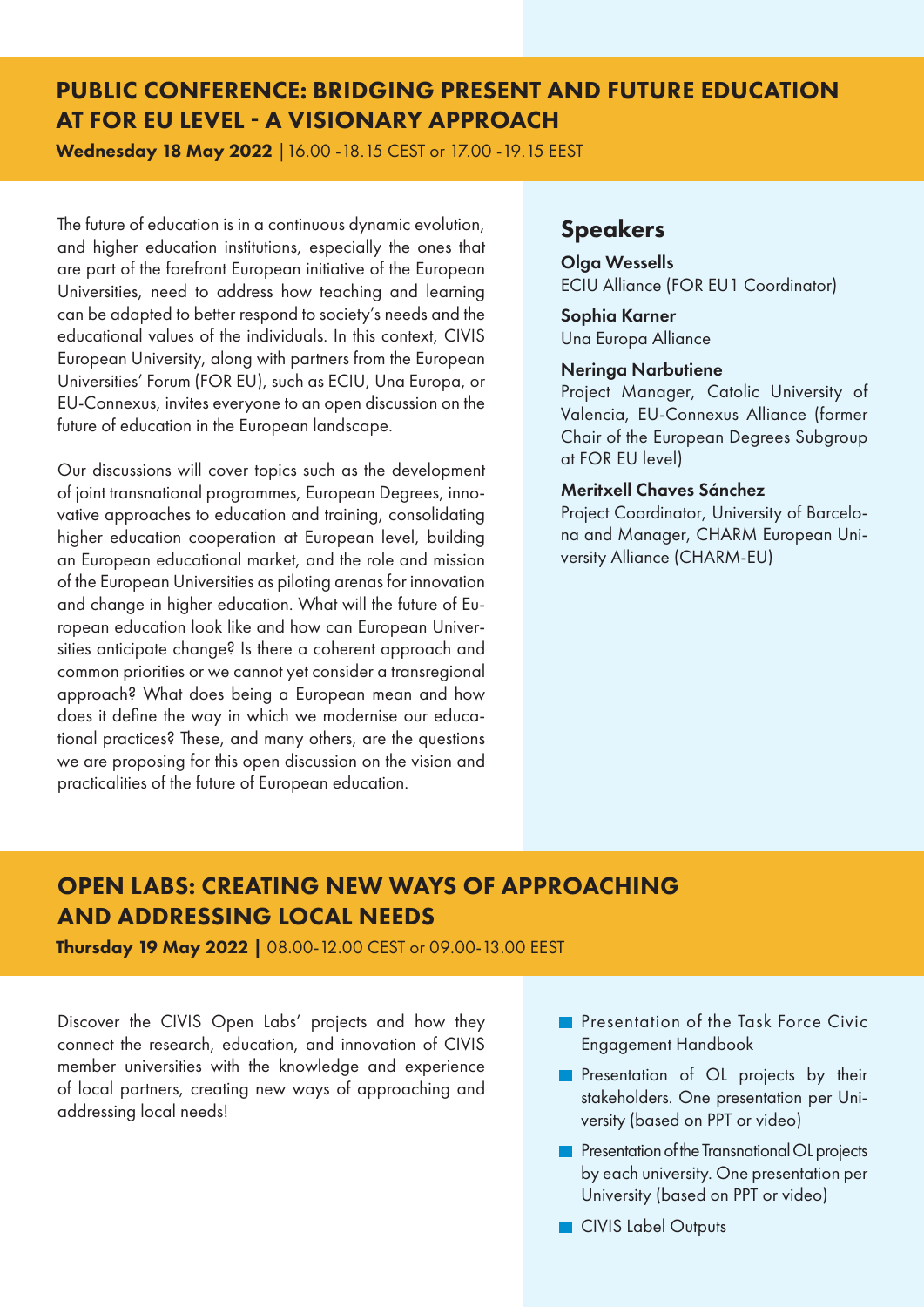## PUBLIC CONFERENCE: BRIDGING PRESENT AND FUTURE EDUCATION AT FOR EU LEVEL - A VISIONARY APPROACH

**Wednesday 18 May 2022** | 16.00 -18.15 CEST or 17.00 -19.15 EEST

The future of education is in a continuous dynamic evolution, and higher education institutions, especially the ones that are part of the forefront European initiative of the European Universities, need to address how teaching and learning can be adapted to better respond to society's needs and the educational values of the individuals. In this context, CIVIS European University, along with partners from the European Universities' Forum (FOR EU), such as ECIU, Una Europa, or EU-Connexus, invites everyone to an open discussion on the future of education in the European landscape.

Our discussions will cover topics such as the development of joint transnational programmes, European Degrees, innovative approaches to education and training, consolidating higher education cooperation at European level, building an European educational market, and the role and mission of the European Universities as piloting arenas for innovation and change in higher education. What will the future of European education look like and how can European Universities anticipate change? Is there a coherent approach and common priorities or we cannot yet consider a transregional approach? What does being a European mean and how does it define the way in which we modernise our educational practices? These, and many others, are the questions we are proposing for this open discussion on the vision and practicalities of the future of European education.

### Speakers

**Olga Wessells**
ECIU Alliance (FOR EU1 Coordinator)

**Sophia Karner**
Una Europa Alliance

**Neringa Narbutiene**
Project Manager, Catolic University of Valencia, EU-Connexus Alliance (former Chair of the European Degrees Subgroup at FOR EU level)

**Meritxell Chaves Sánchez**
Project Coordinator, University of Barcelona and Manager, CHARM European University Alliance (CHARM-EU)

## OPEN LABS: CREATING NEW WAYS OF APPROACHING AND ADDRESSING LOCAL NEEDS

**Thursday 19 May 2022 |** 08.00-12.00 CEST or 09.00-13.00 EEST

Discover the CIVIS Open Labs' projects and how they connect the research, education, and innovation of CIVIS member universities with the knowledge and experience of local partners, creating new ways of approaching and addressing local needs!

- Presentation of the Task Force Civic Engagement Handbook
- Presentation of OL projects by their stakeholders. One presentation per University (based on PPT or video)
- Presentation of the Transnational OL projects by each university. One presentation per University (based on PPT or video)
- CIVIS Label Outputs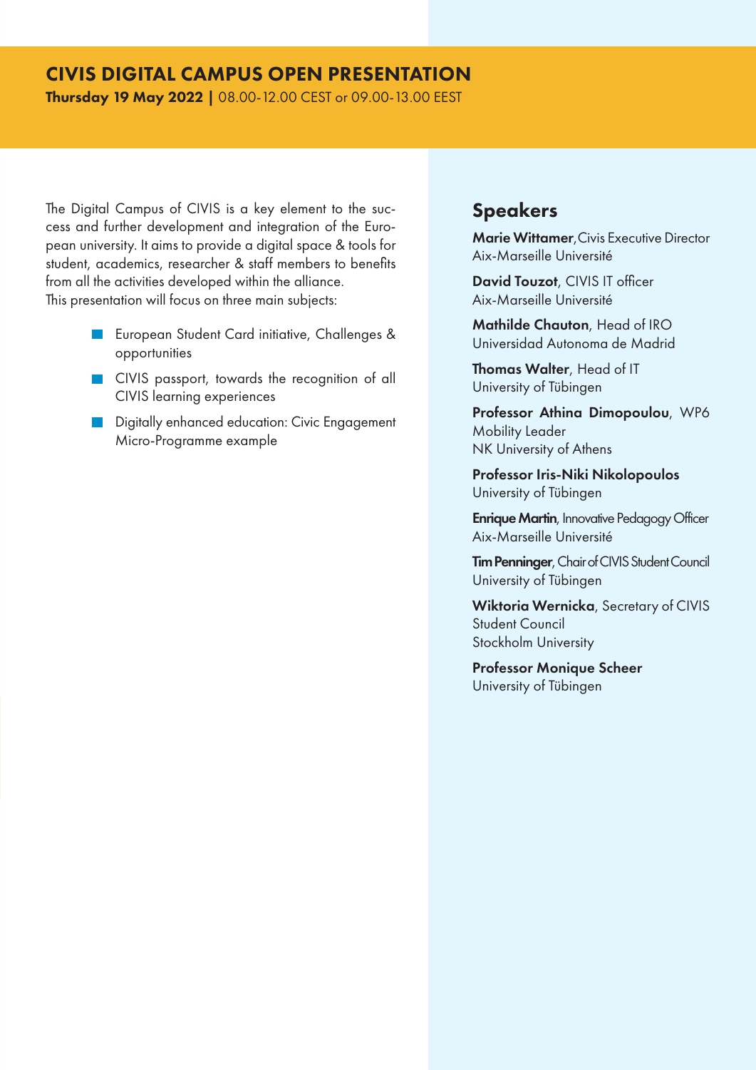## CIVIS DIGITAL CAMPUS OPEN PRESENTATION

**Thursday 19 May 2022 |** 08.00-12.00 CEST or 09.00-13.00 EEST

The Digital Campus of CIVIS is a key element to the success and further development and integration of the European university. It aims to provide a digital space & tools for student, academics, researcher & staff members to benefits from all the activities developed within the alliance.
This presentation will focus on three main subjects:

- European Student Card initiative, Challenges & opportunities
- CIVIS passport, towards the recognition of all CIVIS learning experiences
- Digitally enhanced education: Civic Engagement Micro-Programme example

### Speakers

**Marie Wittamer**, Civis Executive Director
Aix-Marseille Université

**David Touzot**, CIVIS IT officer
Aix-Marseille Université

**Mathilde Chauton**, Head of IRO
Universidad Autonoma de Madrid

**Thomas Walter**, Head of IT
University of Tübingen

**Professor Athina Dimopoulou**, WP6 Mobility Leader
NK University of Athens

**Professor Iris-Niki Nikolopoulos**
University of Tübingen

**Enrique Martin**, Innovative Pedagogy Officer
Aix-Marseille Université

**Tim Penninger**, Chair of CIVIS Student Council
University of Tübingen

**Wiktoria Wernicka**, Secretary of CIVIS Student Council
Stockholm University

**Professor Monique Scheer**
University of Tübingen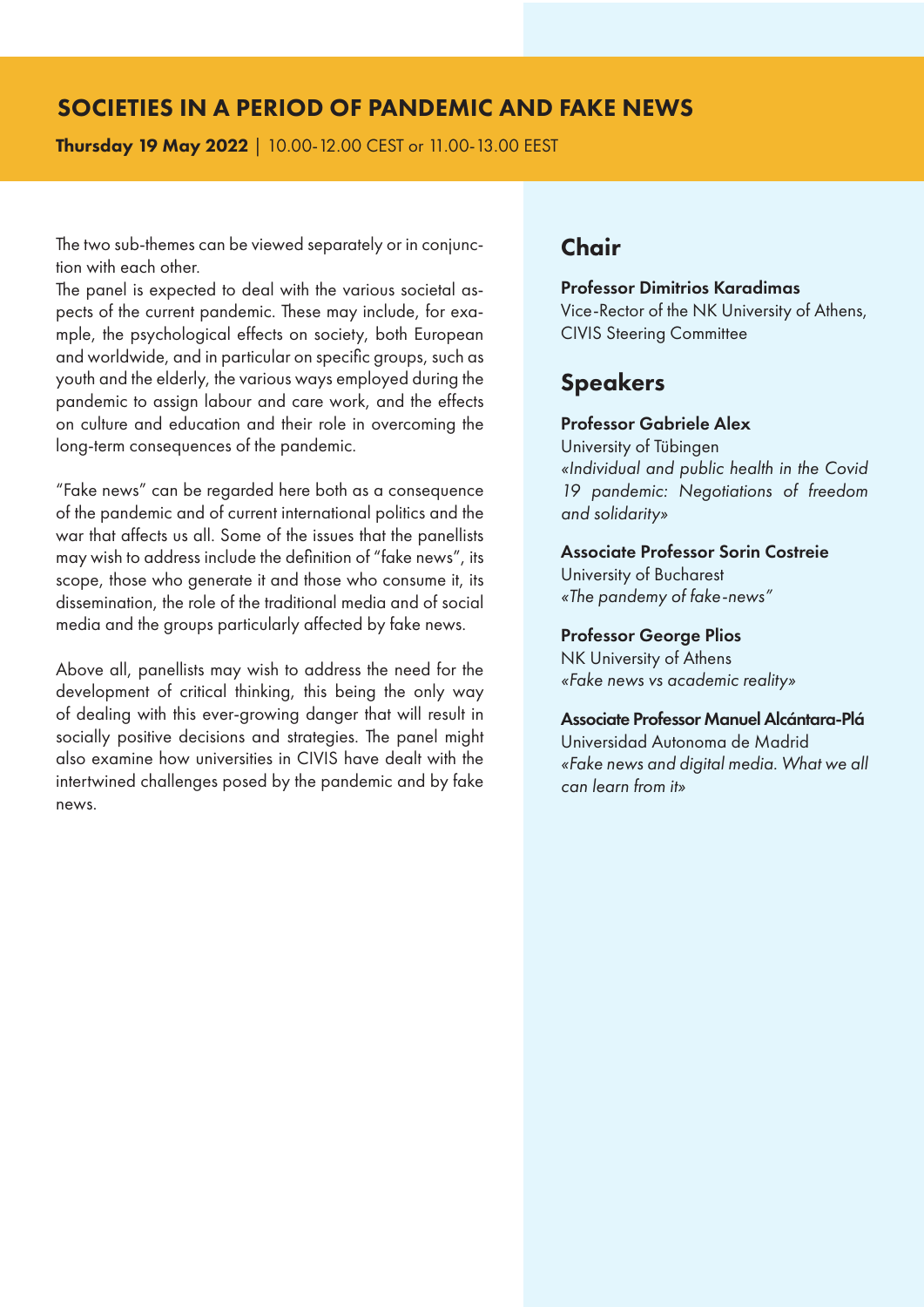## SOCIETIES IN A PERIOD OF PANDEMIC AND FAKE NEWS

**Thursday 19 May 2022** | 10.00-12.00 CEST or 11.00-13.00 EEST

The two sub-themes can be viewed separately or in conjunction with each other.

The panel is expected to deal with the various societal aspects of the current pandemic. These may include, for example, the psychological effects on society, both European and worldwide, and in particular on specific groups, such as youth and the elderly, the various ways employed during the pandemic to assign labour and care work, and the effects on culture and education and their role in overcoming the long-term consequences of the pandemic.

"Fake news" can be regarded here both as a consequence of the pandemic and of current international politics and the war that affects us all. Some of the issues that the panellists may wish to address include the definition of "fake news", its scope, those who generate it and those who consume it, its dissemination, the role of the traditional media and of social media and the groups particularly affected by fake news.

Above all, panellists may wish to address the need for the development of critical thinking, this being the only way of dealing with this ever-growing danger that will result in socially positive decisions and strategies. The panel might also examine how universities in CIVIS have dealt with the intertwined challenges posed by the pandemic and by fake news.

### Chair

**Professor Dimitrios Karadimas**
Vice-Rector of the NK University of Athens, CIVIS Steering Committee

### Speakers

**Professor Gabriele Alex**
University of Tübingen
*«Individual and public health in the Covid 19 pandemic: Negotiations of freedom and solidarity»*

**Associate Professor Sorin Costreie**
University of Bucharest
*«The pandemy of fake-news"*

**Professor George Plios**
NK University of Athens
*«Fake news vs academic reality»*

**Associate Professor Manuel Alcántara-Plá**
Universidad Autonoma de Madrid
*«Fake news and digital media. What we all can learn from it»*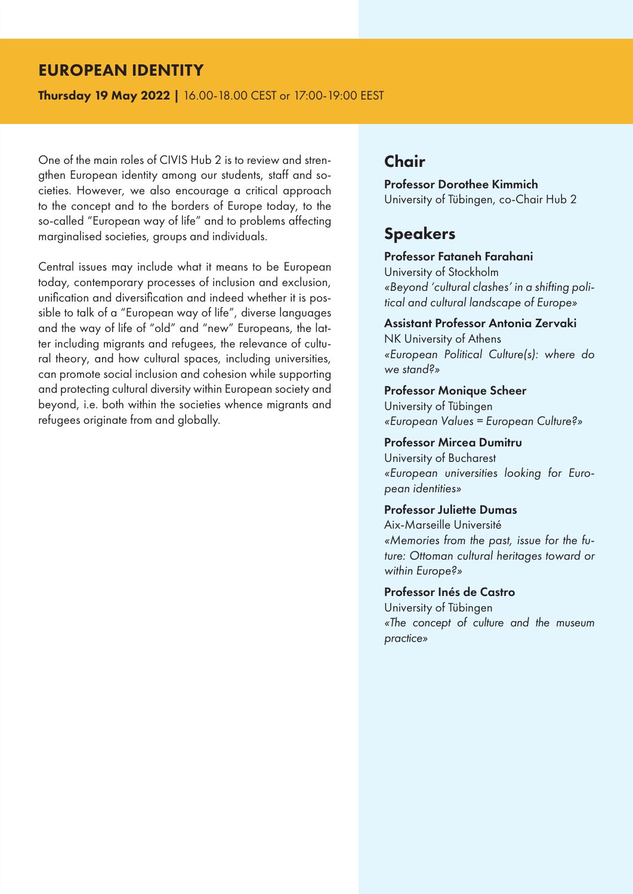# EUROPEAN IDENTITY

**Thursday 19 May 2022 |** 16.00-18.00 CEST or 17:00-19:00 EEST

One of the main roles of CIVIS Hub 2 is to review and strengthen European identity among our students, staff and societies. However, we also encourage a critical approach to the concept and to the borders of Europe today, to the so-called "European way of life" and to problems affecting marginalised societies, groups and individuals.

Central issues may include what it means to be European today, contemporary processes of inclusion and exclusion, unification and diversification and indeed whether it is possible to talk of a "European way of life", diverse languages and the way of life of "old" and "new" Europeans, the latter including migrants and refugees, the relevance of cultural theory, and how cultural spaces, including universities, can promote social inclusion and cohesion while supporting and protecting cultural diversity within European society and beyond, i.e. both within the societies whence migrants and refugees originate from and globally.

## Chair

**Professor Dorothee Kimmich**
University of Tübingen, co-Chair Hub 2

## Speakers

**Professor Fataneh Farahani**
University of Stockholm
*«Beyond 'cultural clashes' in a shifting political and cultural landscape of Europe»*

**Assistant Professor Antonia Zervaki**
NK University of Athens
*«European Political Culture(s): where do we stand?»*

**Professor Monique Scheer**
University of Tübingen
*«European Values = European Culture?»*

**Professor Mircea Dumitru**
University of Bucharest
*«European universities looking for European identities»*

**Professor Juliette Dumas**
Aix-Marseille Université
*«Memories from the past, issue for the future: Ottoman cultural heritages toward or within Europe?»*

**Professor Inés de Castro**
University of Tübingen
*«The concept of culture and the museum practice»*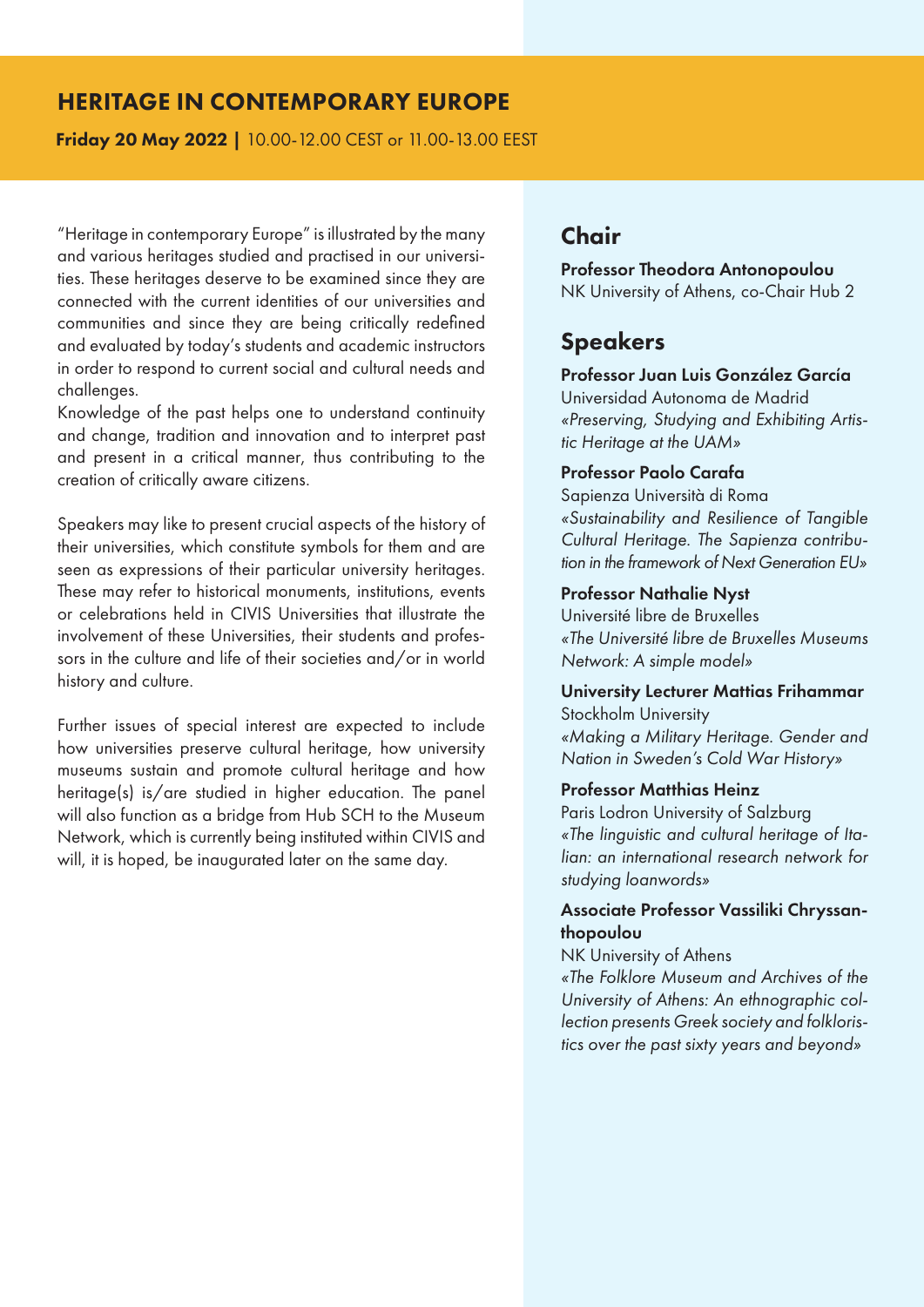## HERITAGE IN CONTEMPORARY EUROPE

**Friday 20 May 2022 |** 10.00-12.00 CEST or 11.00-13.00 EEST

"Heritage in contemporary Europe" is illustrated by the many and various heritages studied and practised in our universities. These heritages deserve to be examined since they are connected with the current identities of our universities and communities and since they are being critically redefined and evaluated by today's students and academic instructors in order to respond to current social and cultural needs and challenges.
Knowledge of the past helps one to understand continuity and change, tradition and innovation and to interpret past and present in a critical manner, thus contributing to the creation of critically aware citizens.

Speakers may like to present crucial aspects of the history of their universities, which constitute symbols for them and are seen as expressions of their particular university heritages. These may refer to historical monuments, institutions, events or celebrations held in CIVIS Universities that illustrate the involvement of these Universities, their students and professors in the culture and life of their societies and/or in world history and culture.

Further issues of special interest are expected to include how universities preserve cultural heritage, how university museums sustain and promote cultural heritage and how heritage(s) is/are studied in higher education. The panel will also function as a bridge from Hub SCH to the Museum Network, which is currently being instituted within CIVIS and will, it is hoped, be inaugurated later on the same day.

### Chair

**Professor Theodora Antonopoulou**
NK University of Athens, co-Chair Hub 2

### Speakers

**Professor Juan Luis González García**
Universidad Autonoma de Madrid
*«Preserving, Studying and Exhibiting Artistic Heritage at the UAM»*

**Professor Paolo Carafa**
Sapienza Università di Roma
*«Sustainability and Resilience of Tangible Cultural Heritage. The Sapienza contribution in the framework of Next Generation EU»*

**Professor Nathalie Nyst**
Université libre de Bruxelles
*«The Université libre de Bruxelles Museums Network: A simple model»*

**University Lecturer Mattias Frihammar**
Stockholm University
*«Making a Military Heritage. Gender and Nation in Sweden's Cold War History»*

**Professor Matthias Heinz**
Paris Lodron University of Salzburg
*«The linguistic and cultural heritage of Italian: an international research network for studying loanwords»*

**Associate Professor Vassiliki Chryssanthopoulou**
NK University of Athens
*«The Folklore Museum and Archives of the University of Athens: An ethnographic collection presents Greek society and folkloristics over the past sixty years and beyond»*